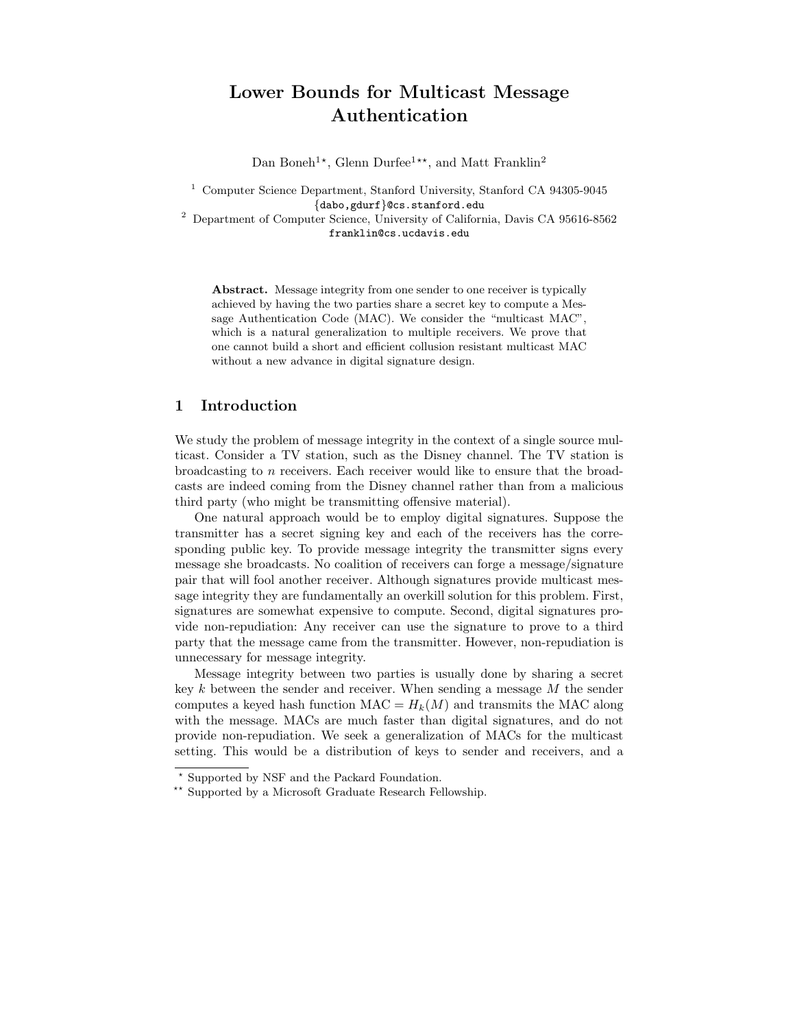# Lower Bounds for Multicast Message Authentication

Dan Boneh[1⋆], Glenn Durfee[1⋆⋆], and Matt Franklin[2]

[1] Computer Science Department, Stanford University, Stanford CA 94305-9045
{dabo,gdurf}@cs.stanford.edu

[2] Department of Computer Science, University of California, Davis CA 95616-8562
franklin@cs.ucdavis.edu

**Abstract.** Message integrity from one sender to one receiver is typically achieved by having the two parties share a secret key to compute a Message Authentication Code (MAC). We consider the "multicast MAC", which is a natural generalization to multiple receivers. We prove that one cannot build a short and efficient collision resistant multicast MAC without a new advance in digital signature design.

## 1 Introduction

We study the problem of message integrity in the context of a single source multicast. Consider a TV station, such as the Disney channel. The TV station is broadcasting to $n$ receivers. Each receiver would like to ensure that the broadcasts are indeed coming from the Disney channel rather than from a malicious third party (who might be transmitting offensive material).

One natural approach would be to employ digital signatures. Suppose the transmitter has a secret signing key and each of the receivers has the corresponding public key. To provide message integrity the transmitter signs every message she broadcasts. No coalition of receivers can forge a message/signature pair that will fool another receiver. Although signatures provide multicast message integrity they are fundamentally an overkill solution for this problem. First, signatures are somewhat expensive to compute. Second, digital signatures provide non-repudiation: Any receiver can use the signature to prove to a third party that the message came from the transmitter. However, non-repudiation is unnecessary for message integrity.

Message integrity between two parties is usually done by sharing a secret key $k$ between the sender and receiver. When sending a message $M$ the sender computes a keyed hash function $\text{MAC} = H_k(M)$ and transmits the MAC along with the message. MACs are much faster than digital signatures, and do not provide non-repudiation. We seek a generalization of MACs for the multicast setting. This would be a distribution of keys to sender and receivers, and a

⋆ Supported by NSF and the Packard Foundation.

⋆⋆ Supported by a Microsoft Graduate Research Fellowship.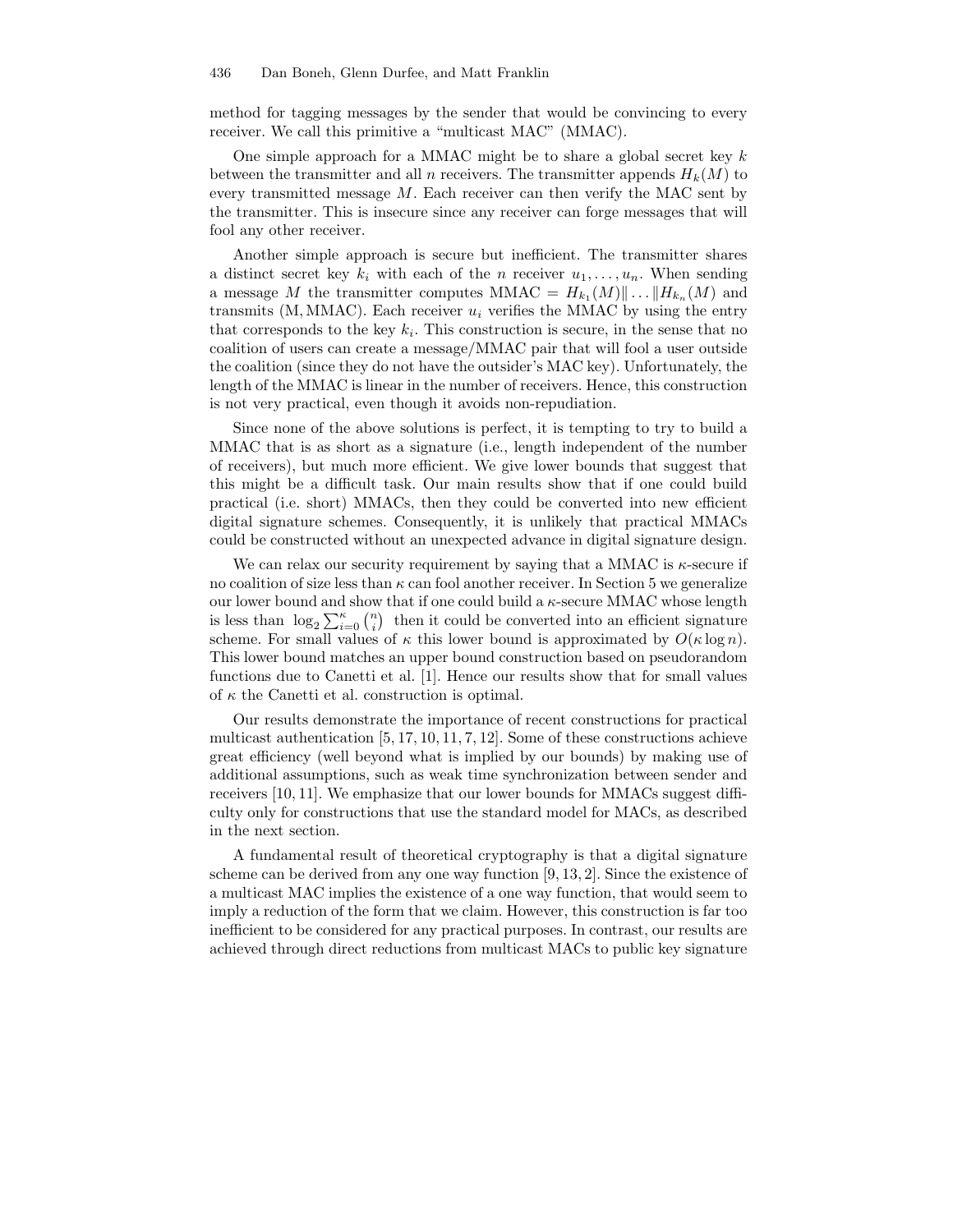method for tagging messages by the sender that would be convincing to every receiver. We call this primitive a "multicast MAC" (MMAC).

One simple approach for a MMAC might be to share a global secret key $k$ between the transmitter and all $n$ receivers. The transmitter appends $H_k(M)$ to every transmitted message $M$. Each receiver can then verify the MAC sent by the transmitter. This is insecure since any receiver can forge messages that will fool any other receiver.

Another simple approach is secure but inefficient. The transmitter shares a distinct secret key $k_i$ with each of the $n$ receiver $u_1, \ldots, u_n$. When sending a message $M$ the transmitter computes $\text{MMAC} = H_{k_1}(M) \| \ldots \| H_{k_n}(M)$ and transmits $(\text{M}, \text{MMAC})$. Each receiver $u_i$ verifies the MMAC by using the entry that corresponds to the key $k_i$. This construction is secure, in the sense that no coalition of users can create a message/MMAC pair that will fool a user outside the coalition (since they do not have the outsider's MAC key). Unfortunately, the length of the MMAC is linear in the number of receivers. Hence, this construction is not very practical, even though it avoids non-repudiation.

Since none of the above solutions is perfect, it is tempting to try to build a MMAC that is as short as a signature (i.e., length independent of the number of receivers), but much more efficient. We give lower bounds that suggest that this might be a difficult task. Our main results show that if one could build practical (i.e. short) MMACs, then they could be converted into new efficient digital signature schemes. Consequently, it is unlikely that practical MMACs could be constructed without an unexpected advance in digital signature design.

We can relax our security requirement by saying that a MMAC is $\kappa$-secure if no coalition of size less than $\kappa$ can fool another receiver. In Section 5 we generalize our lower bound and show that if one could build a $\kappa$-secure MMAC whose length is less than $\log_2 \sum_{i=0}^{\kappa} \binom{n}{i}$ then it could be converted into an efficient signature scheme. For small values of $\kappa$ this lower bound is approximated by $O(\kappa \log n)$. This lower bound matches an upper bound construction based on pseudorandom functions due to Canetti et al. [1]. Hence our results show that for small values of $\kappa$ the Canetti et al. construction is optimal.

Our results demonstrate the importance of recent constructions for practical multicast authentication [5, 17, 10, 11, 7, 12]. Some of these constructions achieve great efficiency (well beyond what is implied by our bounds) by making use of additional assumptions, such as weak time synchronization between sender and receivers [10, 11]. We emphasize that our lower bounds for MMACs suggest difficulty only for constructions that use the standard model for MACs, as described in the next section.

A fundamental result of theoretical cryptography is that a digital signature scheme can be derived from any one way function [9, 13, 2]. Since the existence of a multicast MAC implies the existence of a one way function, that would seem to imply a reduction of the form that we claim. However, this construction is far too inefficient to be considered for any practical purposes. In contrast, our results are achieved through direct reductions from multicast MACs to public key signature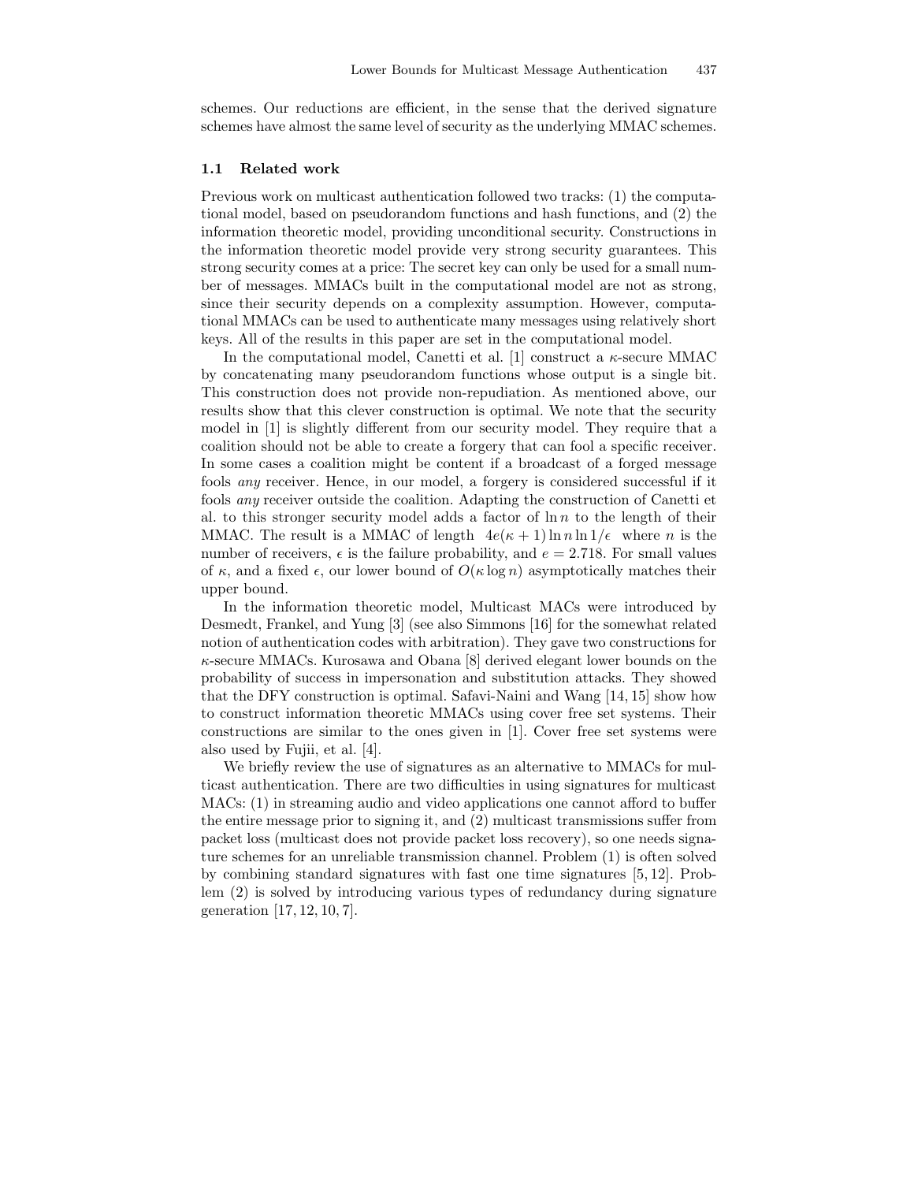schemes. Our reductions are efficient, in the sense that the derived signature schemes have almost the same level of security as the underlying MMAC schemes.

### 1.1 Related work

Previous work on multicast authentication followed two tracks: (1) the computational model, based on pseudorandom functions and hash functions, and (2) the information theoretic model, providing unconditional security. Constructions in the information theoretic model provide very strong security guarantees. This strong security comes at a price: The secret key can only be used for a small number of messages. MMACs built in the computational model are not as strong, since their security depends on a complexity assumption. However, computational MMACs can be used to authenticate many messages using relatively short keys. All of the results in this paper are set in the computational model.

In the computational model, Canetti et al. [1] construct a $\kappa$-secure MMAC by concatenating many pseudorandom functions whose output is a single bit. This construction does not provide non-repudiation. As mentioned above, our results show that this clever construction is optimal. We note that the security model in [1] is slightly different from our security model. They require that a coalition should not be able to create a forgery that can fool a specific receiver. In some cases a coalition might be content if a broadcast of a forged message fools *any* receiver. Hence, in our model, a forgery is considered successful if it fools *any* receiver outside the coalition. Adapting the construction of Canetti et al. to this stronger security model adds a factor of $\ln n$ to the length of their MMAC. The result is a MMAC of length $4e(\kappa + 1) \ln n \ln 1/\epsilon$ where $n$ is the number of receivers, $\epsilon$ is the failure probability, and $e = 2.718$. For small values of $\kappa$, and a fixed $\epsilon$, our lower bound of $O(\kappa \log n)$ asymptotically matches their upper bound.

In the information theoretic model, Multicast MACs were introduced by Desmedt, Frankel, and Yung [3] (see also Simmons [16] for the somewhat related notion of authentication codes with arbitration). They gave two constructions for $\kappa$-secure MMACs. Kurosawa and Obana [8] derived elegant lower bounds on the probability of success in impersonation and substitution attacks. They showed that the DFY construction is optimal. Safavi-Naini and Wang [14, 15] show how to construct information theoretic MMACs using cover free set systems. Their constructions are similar to the ones given in [1]. Cover free set systems were also used by Fujii, et al. [4].

We briefly review the use of signatures as an alternative to MMACs for multicast authentication. There are two difficulties in using signatures for multicast MACs: (1) in streaming audio and video applications one cannot afford to buffer the entire message prior to signing it, and (2) multicast transmissions suffer from packet loss (multicast does not provide packet loss recovery), so one needs signature schemes for an unreliable transmission channel. Problem (1) is often solved by combining standard signatures with fast one time signatures [5, 12]. Problem (2) is solved by introducing various types of redundancy during signature generation [17, 12, 10, 7].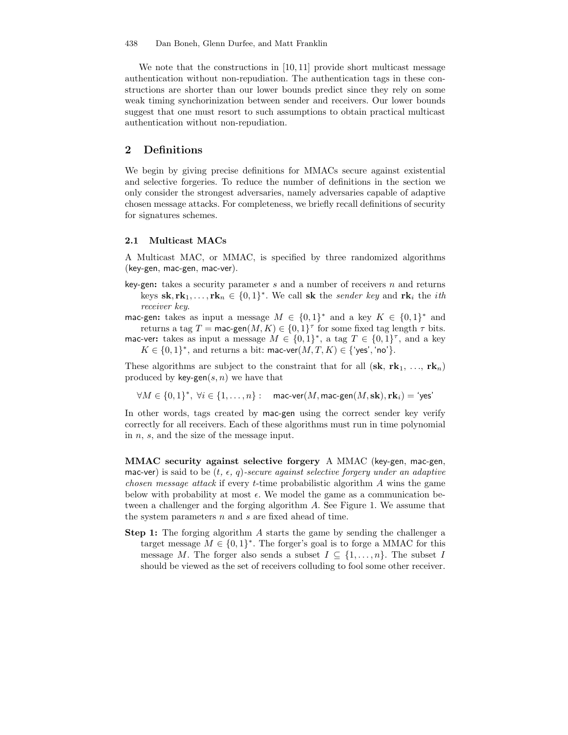We note that the constructions in [10, 11] provide short multicast message authentication without non-repudiation. The authentication tags in these constructions are shorter than our lower bounds predict since they rely on some weak timing synchorinization between sender and receivers. Our lower bounds suggest that one must resort to such assumptions to obtain practical multicast authentication without non-repudiation.

## 2 Definitions

We begin by giving precise definitions for MMACs secure against existential and selective forgeries. To reduce the number of definitions in the section we only consider the strongest adversaries, namely adversaries capable of adaptive chosen message attacks. For completeness, we briefly recall definitions of security for signatures schemes.

### 2.1 Multicast MACs

A Multicast MAC, or MMAC, is specified by three randomized algorithms (key-gen, mac-gen, mac-ver).

- **key-gen:** takes a security parameter $s$ and a number of receivers $n$ and returns keys $\mathbf{sk}, \mathbf{rk}_1, \ldots, \mathbf{rk}_n \in \{0,1\}^*$. We call $\mathbf{sk}$ the *sender key* and $\mathbf{rk}_i$ the *ith receiver key*.
- **mac-gen:** takes as input a message $M \in \{0,1\}^*$ and a key $K \in \{0,1\}^*$ and returns a tag $T = \text{mac-gen}(M, K) \in \{0,1\}^\tau$ for some fixed tag length $\tau$ bits.
- **mac-ver:** takes as input a message $M \in \{0,1\}^*$, a tag $T \in \{0,1\}^\tau$, and a key $K \in \{0,1\}^*$, and returns a bit: $\text{mac-ver}(M, T, K) \in \{\text{'yes'}, \text{'no'}\}$.

These algorithms are subject to the constraint that for all ($\mathbf{sk}$, $\mathbf{rk}_1$, ..., $\mathbf{rk}_n$) produced by key-gen$(s, n)$ we have that

$$\forall M \in \{0,1\}^*,\ \forall i \in \{1, \ldots, n\} : \quad \text{mac-ver}(M, \text{mac-gen}(M, \mathbf{sk}), \mathbf{rk}_i) = \text{'yes'}$$

In other words, tags created by mac-gen using the correct sender key verify correctly for all receivers. Each of these algorithms must run in time polynomial in $n$, $s$, and the size of the message input.

**MMAC security against selective forgery** A MMAC (key-gen, mac-gen, mac-ver) is said to be *($t$, $\epsilon$, $q$)-secure against selective forgery under an adaptive chosen message attack* if every $t$-time probabilistic algorithm $A$ wins the game below with probability at most $\epsilon$. We model the game as a communication between a challenger and the forging algorithm $A$. See Figure 1. We assume that the system parameters $n$ and $s$ are fixed ahead of time.

**Step 1:** The forging algorithm $A$ starts the game by sending the challenger a target message $M \in \{0,1\}^*$. The forger's goal is to forge a MMAC for this message $M$. The forger also sends a subset $I \subseteq \{1, \ldots, n\}$. The subset $I$ should be viewed as the set of receivers colluding to fool some other receiver.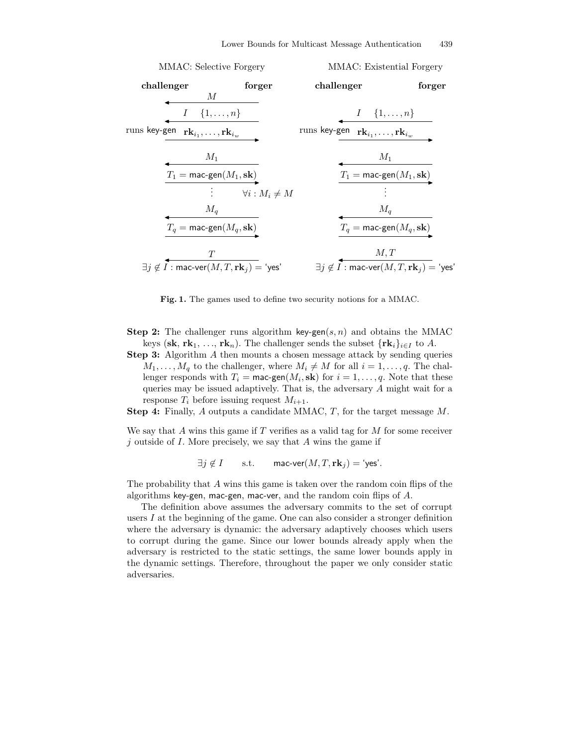MMAC: Selective Forgery

| challenger | | forger |
|---|---|---|
| | $\xleftarrow{\quad M \quad}$ | |
| | $\xleftarrow{\quad I \quad \{1,\ldots,n\} \quad}$ | |
| runs key-gen | $\xrightarrow{\quad \mathbf{rk}_{i_1},\ldots,\mathbf{rk}_{i_w} \quad}$ | |
| | $\xleftarrow{\quad M_1 \quad}$ | |
| | $\xrightarrow{\quad T_1 = \text{mac-gen}(M_1, \mathbf{sk}) \quad}$ | |
| | $\vdots$ | $\forall i : M_i \neq M$ |
| | $\xleftarrow{\quad M_q \quad}$ | |
| | $\xrightarrow{\quad T_q = \text{mac-gen}(M_q, \mathbf{sk}) \quad}$ | |
| | $\xleftarrow{\quad T \quad}$ | |
| $\exists j \notin I : \text{mac-ver}(M, T, \mathbf{rk}_j) = \text{'yes'}$ | | |

MMAC: Existential Forgery

| challenger | | forger |
|---|---|---|
| | $\xleftarrow{\quad I \quad \{1,\ldots,n\} \quad}$ | |
| runs key-gen | $\xrightarrow{\quad \mathbf{rk}_{i_1},\ldots,\mathbf{rk}_{i_w} \quad}$ | |
| | $\xleftarrow{\quad M_1 \quad}$ | |
| | $\xrightarrow{\quad T_1 = \text{mac-gen}(M_1, \mathbf{sk}) \quad}$ | |
| | $\vdots$ | |
| | $\xleftarrow{\quad M_q \quad}$ | |
| | $\xrightarrow{\quad T_q = \text{mac-gen}(M_q, \mathbf{sk}) \quad}$ | |
| | $\xleftarrow{\quad M, T \quad}$ | |
| $\exists j \notin I : \text{mac-ver}(M, T, \mathbf{rk}_j) = \text{'yes'}$ | | |

**Fig. 1.** The games used to define two security notions for a MMAC.

**Step 2:** The challenger runs algorithm key-gen$(s, n)$ and obtains the MMAC keys $(\mathbf{sk}, \mathbf{rk}_1, \ldots, \mathbf{rk}_n)$. The challenger sends the subset $\{\mathbf{rk}_i\}_{i \in I}$ to $A$.

**Step 3:** Algorithm $A$ then mounts a chosen message attack by sending queries $M_1, \ldots, M_q$ to the challenger, where $M_i \neq M$ for all $i = 1, \ldots, q$. The challenger responds with $T_i = \text{mac-gen}(M_i, \mathbf{sk})$ for $i = 1, \ldots, q$. Note that these queries may be issued adaptively. That is, the adversary $A$ might wait for a response $T_i$ before issuing request $M_{i+1}$.

**Step 4:** Finally, $A$ outputs a candidate MMAC, $T$, for the target message $M$.

We say that $A$ wins this game if $T$ verifies as a valid tag for $M$ for some receiver $j$ outside of $I$. More precisely, we say that $A$ wins the game if

$$\exists j \notin I \qquad \text{s.t.} \qquad \text{mac-ver}(M, T, \mathbf{rk}_j) = \text{'yes'}.$$

The probability that $A$ wins this game is taken over the random coin flips of the algorithms key-gen, mac-gen, mac-ver, and the random coin flips of $A$.

The definition above assumes the adversary commits to the set of corrupt users $I$ at the beginning of the game. One can also consider a stronger definition where the adversary is dynamic: the adversary adaptively chooses which users to corrupt during the game. Since our lower bounds already apply when the adversary is restricted to the static settings, the same lower bounds apply in the dynamic settings. Therefore, throughout the paper we only consider static adversaries.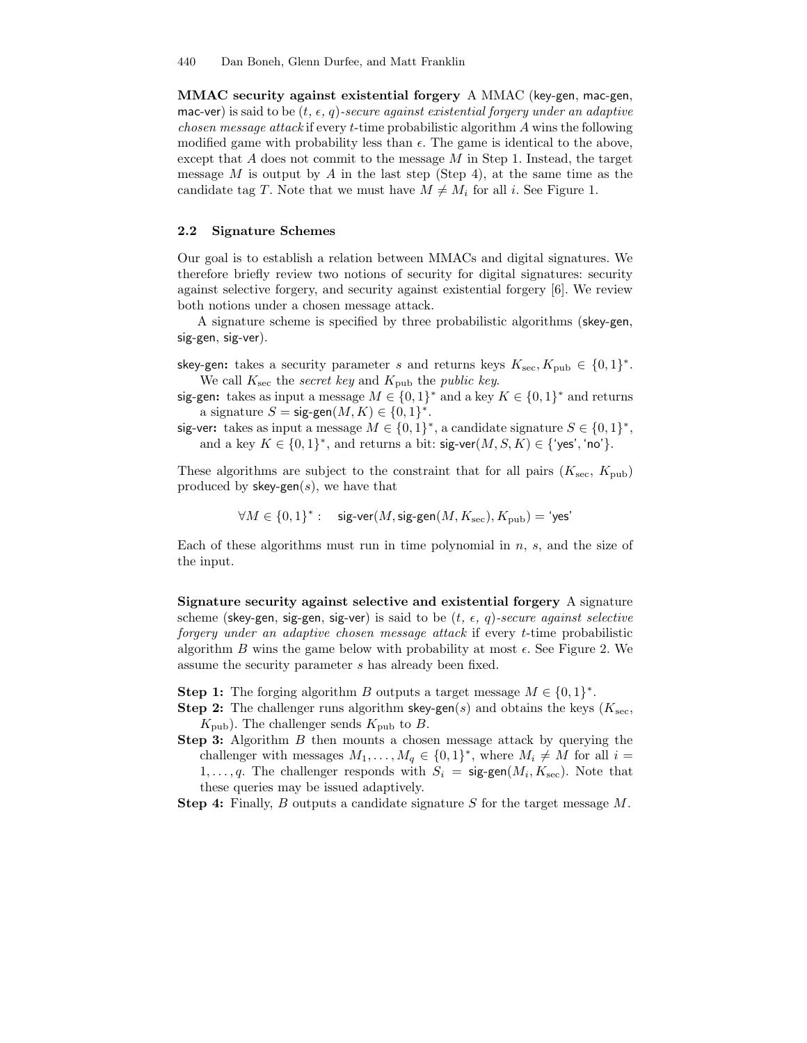**MMAC security against existential forgery** A MMAC (key-gen, mac-gen, mac-ver) is said to be $(t,\, \epsilon,\, q)$*-secure against existential forgery under an adaptive chosen message attack* if every $t$-time probabilistic algorithm $A$ wins the following modified game with probability less than $\epsilon$. The game is identical to the above, except that $A$ does not commit to the message $M$ in Step 1. Instead, the target message $M$ is output by $A$ in the last step (Step 4), at the same time as the candidate tag $T$. Note that we must have $M \neq M_i$ for all $i$. See Figure 1.

### 2.2 Signature Schemes

Our goal is to establish a relation between MMACs and digital signatures. We therefore briefly review two notions of security for digital signatures: security against selective forgery, and security against existential forgery [6]. We review both notions under a chosen message attack.

A signature scheme is specified by three probabilistic algorithms (skey-gen, sig-gen, sig-ver).

skey-gen**:** takes a security parameter $s$ and returns keys $K_{\text{sec}}, K_{\text{pub}} \in \{0,1\}^*$. We call $K_{\text{sec}}$ the *secret key* and $K_{\text{pub}}$ the *public key*.

sig-gen**:** takes as input a message $M \in \{0,1\}^*$ and a key $K \in \{0,1\}^*$ and returns a signature $S = \text{sig-gen}(M, K) \in \{0,1\}^*$.

sig-ver**:** takes as input a message $M \in \{0,1\}^*$, a candidate signature $S \in \{0,1\}^*$, and a key $K \in \{0,1\}^*$, and returns a bit: $\text{sig-ver}(M, S, K) \in \{\text{'yes'}, \text{'no'}\}$.

These algorithms are subject to the constraint that for all pairs ($K_{\text{sec}}$, $K_{\text{pub}}$) produced by skey-gen($s$), we have that

$$\forall M \in \{0,1\}^* : \quad \text{sig-ver}(M, \text{sig-gen}(M, K_{\text{sec}}), K_{\text{pub}}) = \text{'yes'}$$

Each of these algorithms must run in time polynomial in $n$, $s$, and the size of the input.

**Signature security against selective and existential forgery** A signature scheme (skey-gen, sig-gen, sig-ver) is said to be $(t,\, \epsilon,\, q)$*-secure against selective forgery under an adaptive chosen message attack* if every $t$-time probabilistic algorithm $B$ wins the game below with probability at most $\epsilon$. See Figure 2. We assume the security parameter $s$ has already been fixed.

**Step 1:** The forging algorithm $B$ outputs a target message $M \in \{0,1\}^*$.

**Step 2:** The challenger runs algorithm skey-gen($s$) and obtains the keys ($K_{\text{sec}}$, $K_{\text{pub}}$). The challenger sends $K_{\text{pub}}$ to $B$.

**Step 3:** Algorithm $B$ then mounts a chosen message attack by querying the challenger with messages $M_1, \ldots, M_q \in \{0,1\}^*$, where $M_i \neq M$ for all $i = 1, \ldots, q$. The challenger responds with $S_i = \text{sig-gen}(M_i, K_{\text{sec}})$. Note that these queries may be issued adaptively.

**Step 4:** Finally, $B$ outputs a candidate signature $S$ for the target message $M$.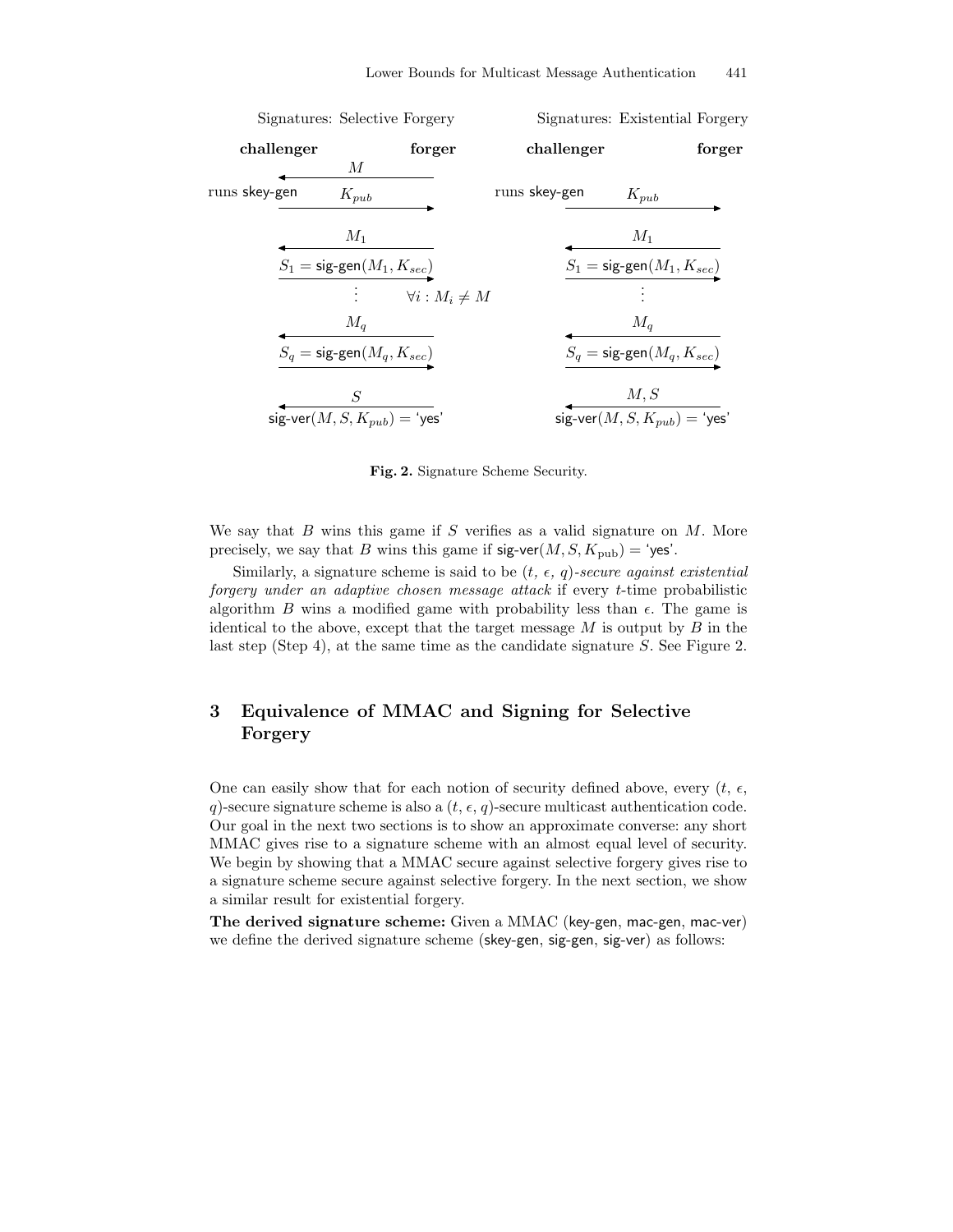Signatures: Selective Forgery

| challenger | | forger |
|---|---|---|
| | $\xleftarrow{\quad M \quad}$ | |
| runs skey-gen | $\xrightarrow{\quad K_{pub} \quad}$ | |
| | $\xleftarrow{\quad M_1 \quad}$ | |
| | $\xrightarrow{S_1 = \text{sig-gen}(M_1, K_{sec})}$ | |
| | $\vdots$ | $\forall i : M_i \neq M$ |
| | $\xleftarrow{\quad M_q \quad}$ | |
| | $\xrightarrow{S_q = \text{sig-gen}(M_q, K_{sec})}$ | |
| | $\xleftarrow{\quad S \quad}$ | |
| | $\text{sig-ver}(M, S, K_{pub}) = \text{'yes'}$ | |

Signatures: Existential Forgery

| challenger | | forger |
|---|---|---|
| runs skey-gen | $\xrightarrow{\quad K_{pub} \quad}$ | |
| | $\xleftarrow{\quad M_1 \quad}$ | |
| | $\xrightarrow{S_1 = \text{sig-gen}(M_1, K_{sec})}$ | |
| | $\vdots$ | |
| | $\xleftarrow{\quad M_q \quad}$ | |
| | $\xrightarrow{S_q = \text{sig-gen}(M_q, K_{sec})}$ | |
| | $\xleftarrow{\quad M, S \quad}$ | |
| | $\text{sig-ver}(M, S, K_{pub}) = \text{'yes'}$ | |

**Fig. 2.** Signature Scheme Security.

We say that $B$ wins this game if $S$ verifies as a valid signature on $M$. More precisely, we say that $B$ wins this game if $\text{sig-ver}(M, S, K_{\text{pub}}) = \text{'yes'}$.

Similarly, a signature scheme is said to be $(t, \epsilon, q)$-*secure against existential forgery under an adaptive chosen message attack* if every $t$-time probabilistic algorithm $B$ wins a modified game with probability less than $\epsilon$. The game is identical to the above, except that the target message $M$ is output by $B$ in the last step (Step 4), at the same time as the candidate signature $S$. See Figure 2.

## 3 Equivalence of MMAC and Signing for Selective Forgery

One can easily show that for each notion of security defined above, every $(t, \epsilon, q)$-secure signature scheme is also a $(t, \epsilon, q)$-secure multicast authentication code. Our goal in the next two sections is to show an approximate converse: any short MMAC gives rise to a signature scheme with an almost equal level of security. We begin by showing that a MMAC secure against selective forgery gives rise to a signature scheme secure against selective forgery. In the next section, we show a similar result for existential forgery.

**The derived signature scheme:** Given a MMAC (key-gen, mac-gen, mac-ver) we define the derived signature scheme (skey-gen, sig-gen, sig-ver) as follows: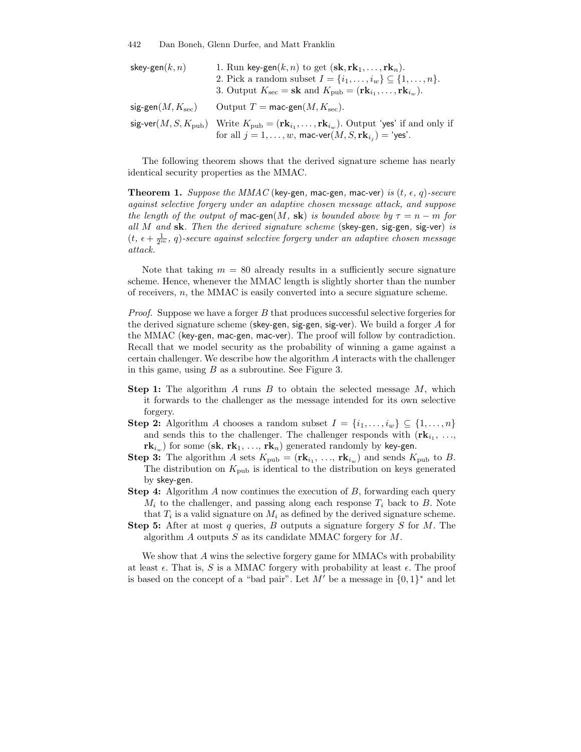| | |
|---|---|
| skey-gen$(k, n)$ | 1. Run key-gen$(k, n)$ to get $(\mathbf{sk}, \mathbf{rk}_1, \ldots, \mathbf{rk}_n)$. <br> 2. Pick a random subset $I = \{i_1, \ldots, i_w\} \subseteq \{1, \ldots, n\}$. <br> 3. Output $K_{\text{sec}} = \mathbf{sk}$ and $K_{\text{pub}} = (\mathbf{rk}_{i_1}, \ldots, \mathbf{rk}_{i_w})$. |
| sig-gen$(M, K_{\text{sec}})$ | Output $T = \text{mac-gen}(M, K_{\text{sec}})$. |
| sig-ver$(M, S, K_{\text{pub}})$ | Write $K_{\text{pub}} = (\mathbf{rk}_{i_1}, \ldots, \mathbf{rk}_{i_w})$. Output 'yes' if and only if for all $j = 1, \ldots, w$, mac-ver$(M, S, \mathbf{rk}_{i_j}) =$ 'yes'. |

The following theorem shows that the derived signature scheme has nearly identical security properties as the MMAC.

**Theorem 1.** *Suppose the MMAC* (key-gen, mac-gen, mac-ver) *is* $(t, \epsilon, q)$*-secure against selective forgery under an adaptive chosen message attack, and suppose the length of the output of* mac-gen$(M, \mathbf{sk})$ *is bounded above by* $\tau = n - m$ *for all* $M$ *and* $\mathbf{sk}$*. Then the derived signature scheme* (skey-gen, sig-gen, sig-ver) *is* $(t, \epsilon + \frac{1}{2^m}, q)$*-secure against selective forgery under an adaptive chosen message attack.*

Note that taking $m = 80$ already results in a sufficiently secure signature scheme. Hence, whenever the MMAC length is slightly shorter than the number of receivers, $n$, the MMAC is easily converted into a secure signature scheme.

*Proof.* Suppose we have a forger $B$ that produces successful selective forgeries for the derived signature scheme (skey-gen, sig-gen, sig-ver). We build a forger $A$ for the MMAC (key-gen, mac-gen, mac-ver). The proof will follow by contradiction. Recall that we model security as the probability of winning a game against a certain challenger. We describe how the algorithm $A$ interacts with the challenger in this game, using $B$ as a subroutine. See Figure 3.

- **Step 1:** The algorithm $A$ runs $B$ to obtain the selected message $M$, which it forwards to the challenger as the message intended for its own selective forgery.
- **Step 2:** Algorithm $A$ chooses a random subset $I = \{i_1, \ldots, i_w\} \subseteq \{1, \ldots, n\}$ and sends this to the challenger. The challenger responds with $(\mathbf{rk}_{i_1}, \ldots, \mathbf{rk}_{i_w})$ for some $(\mathbf{sk}, \mathbf{rk}_1, \ldots, \mathbf{rk}_n)$ generated randomly by key-gen.
- **Step 3:** The algorithm $A$ sets $K_{\text{pub}} = (\mathbf{rk}_{i_1}, \ldots, \mathbf{rk}_{i_w})$ and sends $K_{\text{pub}}$ to $B$. The distribution on $K_{\text{pub}}$ is identical to the distribution on keys generated by skey-gen.
- **Step 4:** Algorithm $A$ now continues the execution of $B$, forwarding each query $M_i$ to the challenger, and passing along each response $T_i$ back to $B$. Note that $T_i$ is a valid signature on $M_i$ as defined by the derived signature scheme.
- **Step 5:** After at most $q$ queries, $B$ outputs a signature forgery $S$ for $M$. The algorithm $A$ outputs $S$ as its candidate MMAC forgery for $M$.

We show that $A$ wins the selective forgery game for MMACs with probability at least $\epsilon$. That is, $S$ is a MMAC forgery with probability at least $\epsilon$. The proof is based on the concept of a "bad pair". Let $M'$ be a message in $\{0, 1\}^*$ and let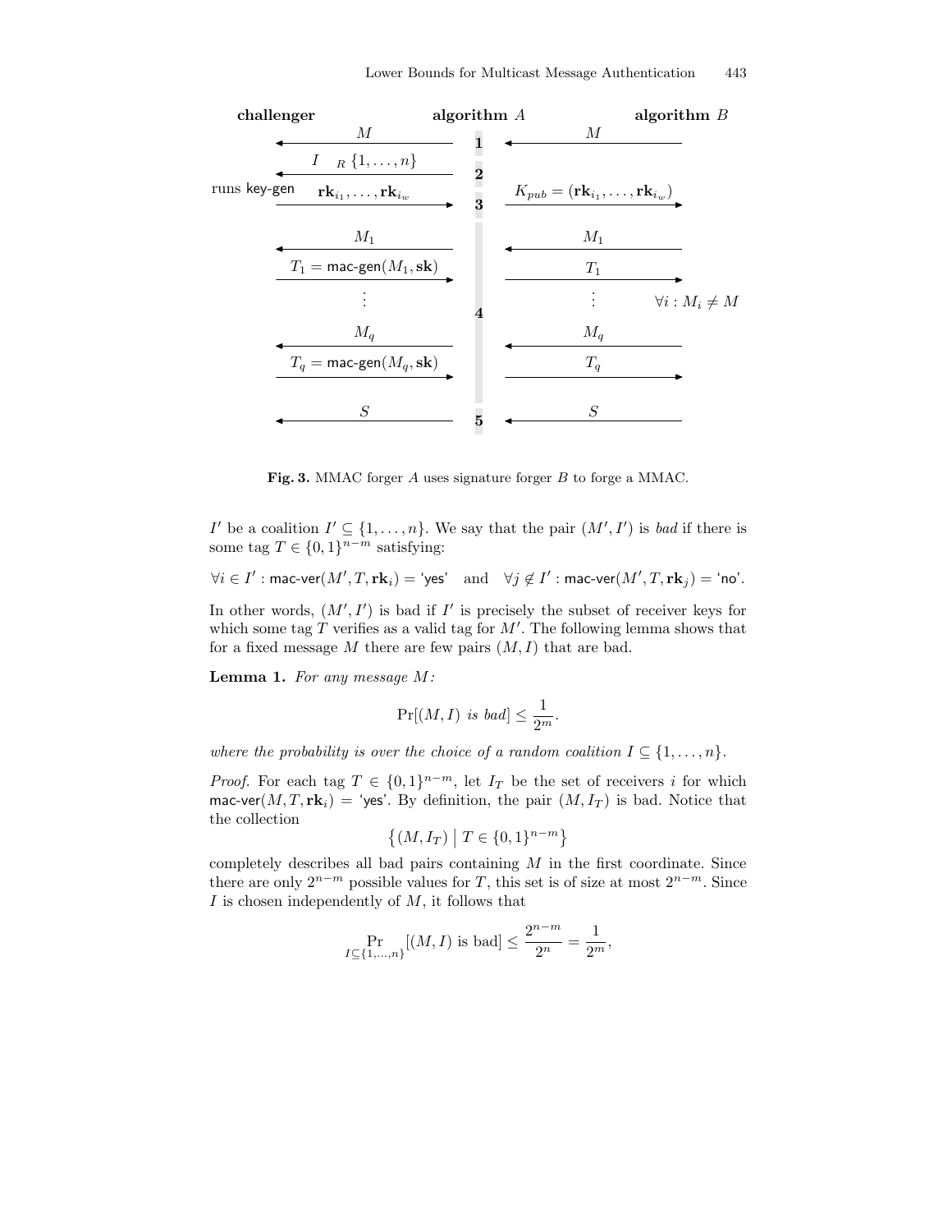| challenger | | algorithm $A$ | | algorithm $B$ |
|---|---|---|---|---|
| | $\leftarrow M$ | **1** | $\leftarrow M$ | |
| | $\leftarrow I \;{}_R\; \{1,\ldots,n\}$ | **2** | | |
| runs key-gen | $\mathbf{rk}_{i_1},\ldots,\mathbf{rk}_{i_w} \rightarrow$ | **3** | $K_{pub} = (\mathbf{rk}_{i_1},\ldots,\mathbf{rk}_{i_w}) \rightarrow$ | |
| | $\leftarrow M_1$ | **4** | $\leftarrow M_1$ | |
| | $T_1 = \text{mac-gen}(M_1, \mathbf{sk}) \rightarrow$ | | $T_1 \rightarrow$ | |
| | $\vdots$ | | $\vdots$ | $\forall i : M_i \neq M$ |
| | $\leftarrow M_q$ | | $\leftarrow M_q$ | |
| | $T_q = \text{mac-gen}(M_q, \mathbf{sk}) \rightarrow$ | | $T_q \rightarrow$ | |
| | $\leftarrow S$ | **5** | $\leftarrow S$ | |

**Fig. 3.** MMAC forger $A$ uses signature forger $B$ to forge a MMAC.

$I'$ be a coalition $I' \subseteq \{1,\ldots,n\}$. We say that the pair $(M', I')$ is *bad* if there is some tag $T \in \{0,1\}^{n-m}$ satisfying:

$$\forall i \in I' : \text{mac-ver}(M', T, \mathbf{rk}_i) = \text{'yes'} \quad \text{and} \quad \forall j \notin I' : \text{mac-ver}(M', T, \mathbf{rk}_j) = \text{'no'}.$$

In other words, $(M', I')$ is bad if $I'$ is precisely the subset of receiver keys for which some tag $T$ verifies as a valid tag for $M'$. The following lemma shows that for a fixed message $M$ there are few pairs $(M, I)$ that are bad.

**Lemma 1.** *For any message $M$:*

$$\Pr[(M, I) \text{ is bad}] \leq \frac{1}{2^m}.$$

*where the probability is over the choice of a random coalition $I \subseteq \{1,\ldots,n\}$.*

*Proof.* For each tag $T \in \{0,1\}^{n-m}$, let $I_T$ be the set of receivers $i$ for which $\text{mac-ver}(M, T, \mathbf{rk}_i) = \text{'yes'}$. By definition, the pair $(M, I_T)$ is bad. Notice that the collection

$$\left\{(M, I_T) \;\middle|\; T \in \{0,1\}^{n-m}\right\}$$

completely describes all bad pairs containing $M$ in the first coordinate. Since there are only $2^{n-m}$ possible values for $T$, this set is of size at most $2^{n-m}$. Since $I$ is chosen independently of $M$, it follows that

$$\Pr_{I \subseteq \{1,\ldots,n\}}[(M, I) \text{ is bad}] \leq \frac{2^{n-m}}{2^n} = \frac{1}{2^m},$$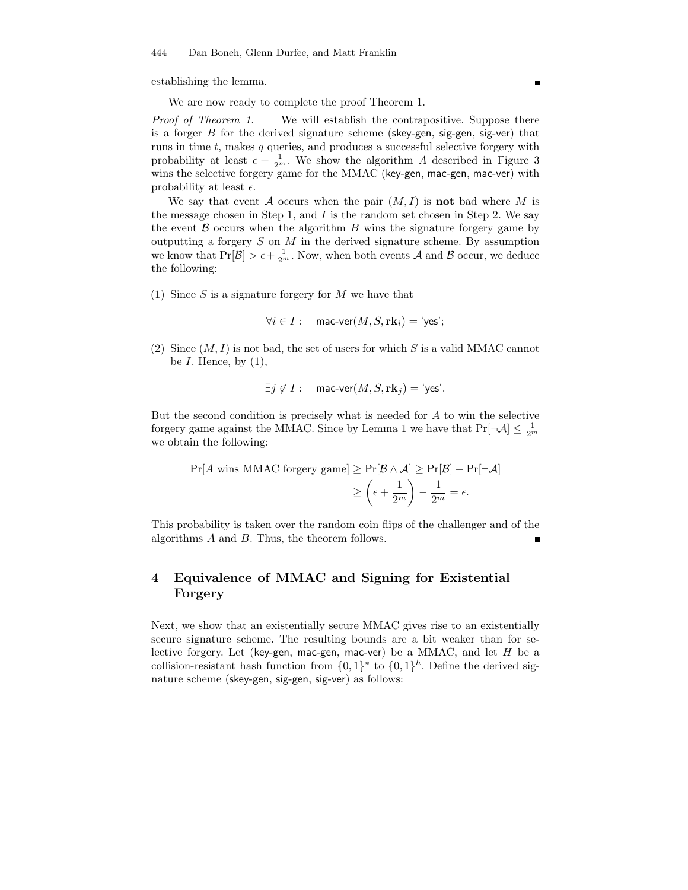establishing the lemma. ∎

We are now ready to complete the proof Theorem 1.

*Proof of Theorem 1.* We will establish the contrapositive. Suppose there is a forger $B$ for the derived signature scheme (skey-gen, sig-gen, sig-ver) that runs in time $t$, makes $q$ queries, and produces a successful selective forgery with probability at least $\epsilon + \frac{1}{2^m}$. We show the algorithm $A$ described in Figure 3 wins the selective forgery game for the MMAC (key-gen, mac-gen, mac-ver) with probability at least $\epsilon$.

We say that event $\mathcal{A}$ occurs when the pair $(M, I)$ is **not** bad where $M$ is the message chosen in Step 1, and $I$ is the random set chosen in Step 2. We say the event $\mathcal{B}$ occurs when the algorithm $B$ wins the signature forgery game by outputting a forgery $S$ on $M$ in the derived signature scheme. By assumption we know that $\Pr[\mathcal{B}] > \epsilon + \frac{1}{2^m}$. Now, when both events $\mathcal{A}$ and $\mathcal{B}$ occur, we deduce the following:

(1) Since $S$ is a signature forgery for $M$ we have that

$$\forall i \in I : \quad \mathsf{mac\text{-}ver}(M, S, \mathbf{rk}_i) = \text{'yes'};$$

(2) Since $(M, I)$ is not bad, the set of users for which $S$ is a valid MMAC cannot be $I$. Hence, by (1),

$$\exists j \notin I : \quad \mathsf{mac\text{-}ver}(M, S, \mathbf{rk}_j) = \text{'yes'}.$$

But the second condition is precisely what is needed for $A$ to win the selective forgery game against the MMAC. Since by Lemma 1 we have that $\Pr[\neg\mathcal{A}] \leq \frac{1}{2^m}$ we obtain the following:

$$\Pr[A \text{ wins MMAC forgery game}] \geq \Pr[\mathcal{B} \wedge \mathcal{A}] \geq \Pr[\mathcal{B}] - \Pr[\neg\mathcal{A}]$$
$$\geq \left(\epsilon + \frac{1}{2^m}\right) - \frac{1}{2^m} = \epsilon.$$

This probability is taken over the random coin flips of the challenger and of the algorithms $A$ and $B$. Thus, the theorem follows. ∎

## 4 Equivalence of MMAC and Signing for Existential Forgery

Next, we show that an existentially secure MMAC gives rise to an existentially secure signature scheme. The resulting bounds are a bit weaker than for selective forgery. Let (key-gen, mac-gen, mac-ver) be a MMAC, and let $H$ be a collision-resistant hash function from $\{0,1\}^*$ to $\{0,1\}^h$. Define the derived signature scheme (skey-gen, sig-gen, sig-ver) as follows: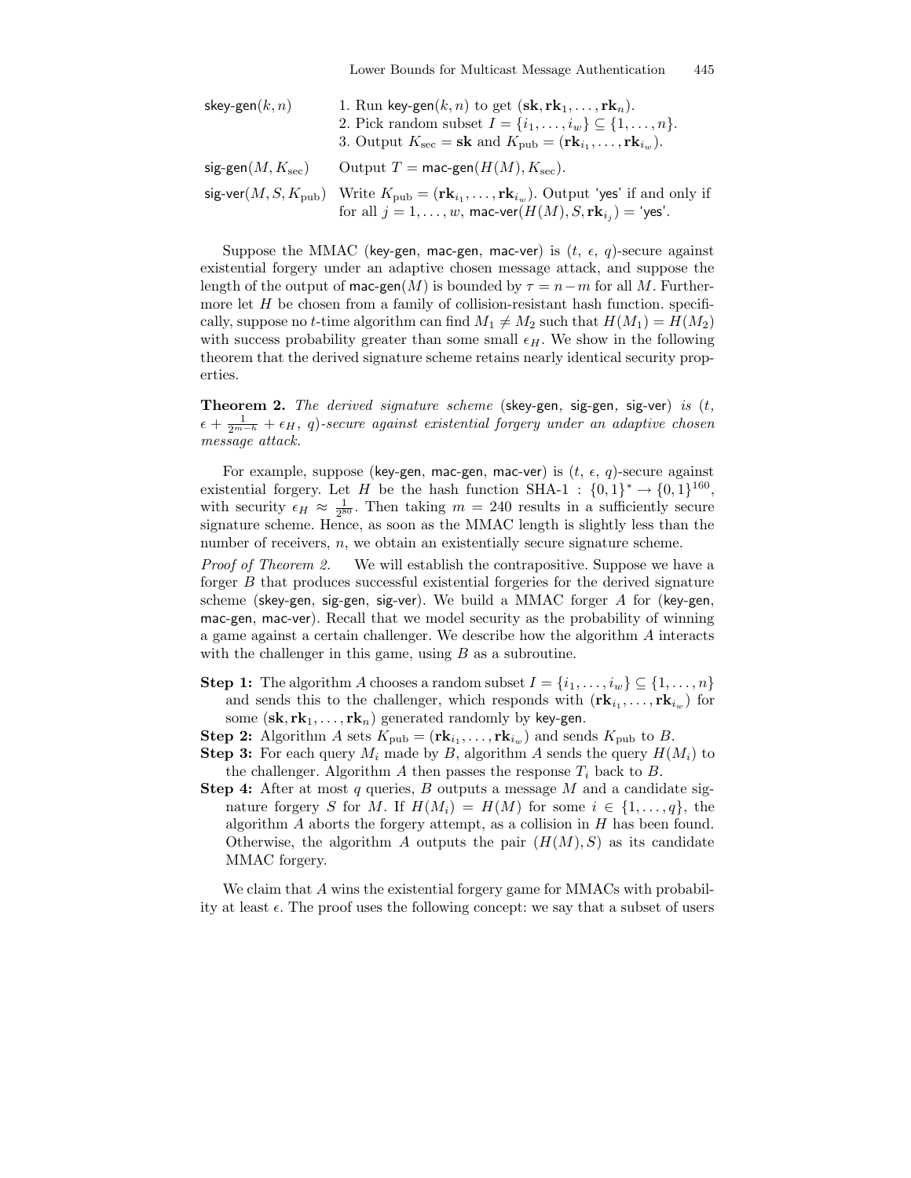| | |
|---|---|
| skey-gen$(k, n)$ | 1. Run key-gen$(k, n)$ to get $(\mathbf{sk}, \mathbf{rk}_1, \ldots, \mathbf{rk}_n)$. <br> 2. Pick random subset $I = \{i_1, \ldots, i_w\} \subseteq \{1, \ldots, n\}$. <br> 3. Output $K_{\text{sec}} = \mathbf{sk}$ and $K_{\text{pub}} = (\mathbf{rk}_{i_1}, \ldots, \mathbf{rk}_{i_w})$. |
| sig-gen$(M, K_{\text{sec}})$ | Output $T = \text{mac-gen}(H(M), K_{\text{sec}})$. |
| sig-ver$(M, S, K_{\text{pub}})$ | Write $K_{\text{pub}} = (\mathbf{rk}_{i_1}, \ldots, \mathbf{rk}_{i_w})$. Output 'yes' if and only if for all $j = 1, \ldots, w$, mac-ver$(H(M), S, \mathbf{rk}_{i_j})$ = 'yes'. |

Suppose the MMAC (key-gen, mac-gen, mac-ver) is $(t, \epsilon, q)$-secure against existential forgery under an adaptive chosen message attack, and suppose the length of the output of mac-gen$(M)$ is bounded by $\tau = n - m$ for all $M$. Furthermore let $H$ be chosen from a family of collision-resistant hash function. specifically, suppose no $t$-time algorithm can find $M_1 \neq M_2$ such that $H(M_1) = H(M_2)$ with success probability greater than some small $\epsilon_H$. We show in the following theorem that the derived signature scheme retains nearly identical security properties.

**Theorem 2.** *The derived signature scheme* (skey-gen, sig-gen, sig-ver) *is* $(t, \epsilon + \frac{1}{2^{m-k}} + \epsilon_H, q)$*-secure against existential forgery under an adaptive chosen message attack.*

For example, suppose (key-gen, mac-gen, mac-ver) is $(t, \epsilon, q)$-secure against existential forgery. Let $H$ be the hash function SHA-1 : $\{0,1\}^* \to \{0,1\}^{160}$, with security $\epsilon_H \approx \frac{1}{2^{80}}$. Then taking $m = 240$ results in a sufficiently secure signature scheme. Hence, as soon as the MMAC length is slightly less than the number of receivers, $n$, we obtain an existentially secure signature scheme.

*Proof of Theorem 2.* We will establish the contrapositive. Suppose we have a forger $B$ that produces successful existential forgeries for the derived signature scheme (skey-gen, sig-gen, sig-ver). We build a MMAC forger $A$ for (key-gen, mac-gen, mac-ver). Recall that we model security as the probability of winning a game against a certain challenger. We describe how the algorithm $A$ interacts with the challenger in this game, using $B$ as a subroutine.

- **Step 1:** The algorithm $A$ chooses a random subset $I = \{i_1, \ldots, i_w\} \subseteq \{1, \ldots, n\}$ and sends this to the challenger, which responds with $(\mathbf{rk}_{i_1}, \ldots, \mathbf{rk}_{i_w})$ for some $(\mathbf{sk}, \mathbf{rk}_1, \ldots, \mathbf{rk}_n)$ generated randomly by key-gen.
- **Step 2:** Algorithm $A$ sets $K_{\text{pub}} = (\mathbf{rk}_{i_1}, \ldots, \mathbf{rk}_{i_w})$ and sends $K_{\text{pub}}$ to $B$.
- **Step 3:** For each query $M_i$ made by $B$, algorithm $A$ sends the query $H(M_i)$ to the challenger. Algorithm $A$ then passes the response $T_i$ back to $B$.
- **Step 4:** After at most $q$ queries, $B$ outputs a message $M$ and a candidate signature forgery $S$ for $M$. If $H(M_i) = H(M)$ for some $i \in \{1, \ldots, q\}$, the algorithm $A$ aborts the forgery attempt, as a collision in $H$ has been found. Otherwise, the algorithm $A$ outputs the pair $(H(M), S)$ as its candidate MMAC forgery.

We claim that $A$ wins the existential forgery game for MMACs with probability at least $\epsilon$. The proof uses the following concept: we say that a subset of users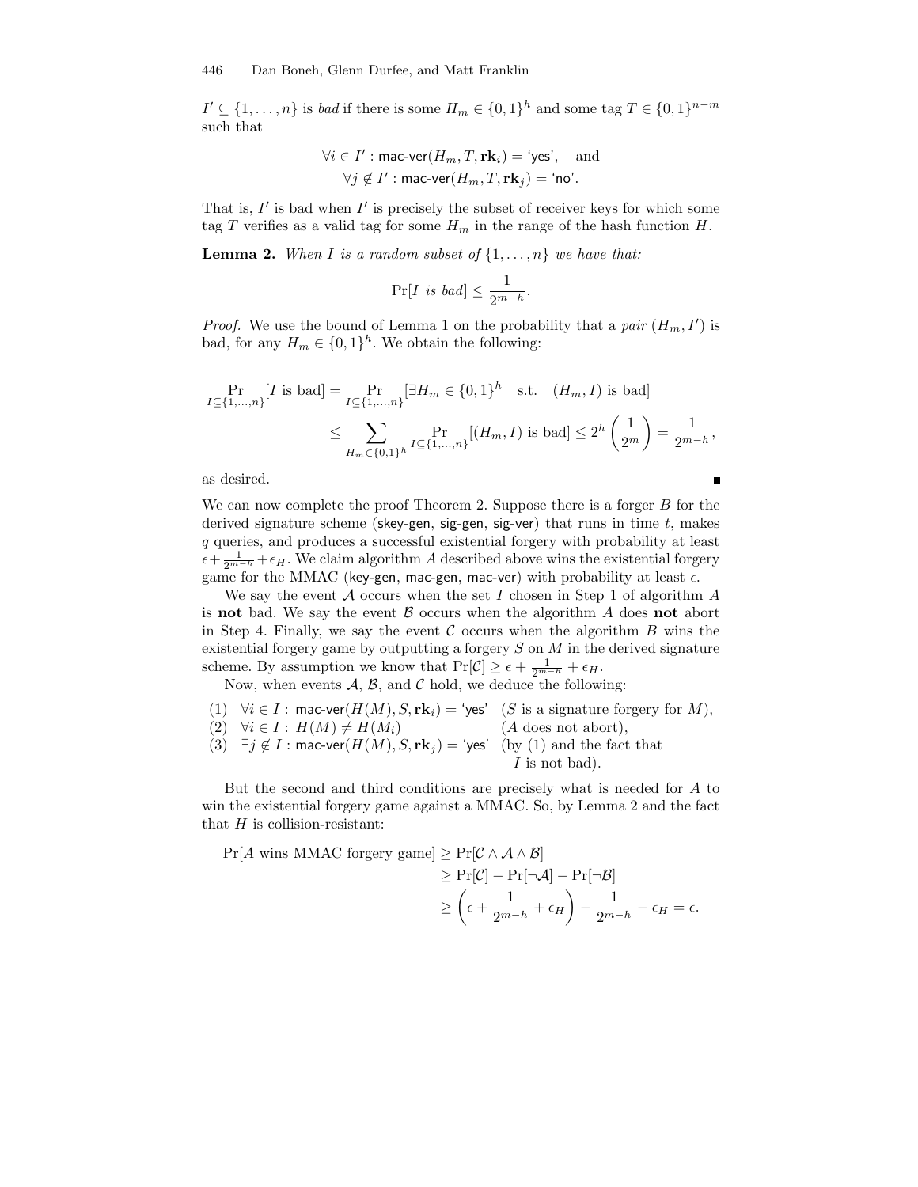$I' \subseteq \{1,\ldots,n\}$ is *bad* if there is some $H_m \in \{0,1\}^h$ and some tag $T \in \{0,1\}^{n-m}$ such that

$$\forall i \in I' : \mathsf{mac\text{-}ver}(H_m, T, \mathbf{rk}_i) = \text{'yes'}, \quad \text{and}$$
$$\forall j \notin I' : \mathsf{mac\text{-}ver}(H_m, T, \mathbf{rk}_j) = \text{'no'}.$$

That is, $I'$ is bad when $I'$ is precisely the subset of receiver keys for which some tag $T$ verifies as a valid tag for some $H_m$ in the range of the hash function $H$.

**Lemma 2.** *When $I$ is a random subset of $\{1,\ldots,n\}$ we have that:*

$$\Pr[I \text{ is bad}] \leq \frac{1}{2^{m-h}}.$$

*Proof.* We use the bound of Lemma 1 on the probability that a *pair* $(H_m, I')$ is bad, for any $H_m \in \{0,1\}^h$. We obtain the following:

$$\begin{aligned}\Pr_{I\subseteq\{1,\ldots,n\}}[I \text{ is bad}] &= \Pr_{I\subseteq\{1,\ldots,n\}}[\exists H_m \in \{0,1\}^h \quad \text{s.t.} \quad (H_m, I) \text{ is bad}] \\ &\leq \sum_{H_m\in\{0,1\}^h} \Pr_{I\subseteq\{1,\ldots,n\}}[(H_m, I) \text{ is bad}] \leq 2^h\left(\frac{1}{2^m}\right) = \frac{1}{2^{m-h}},\end{aligned}$$

as desired. ∎

We can now complete the proof Theorem 2. Suppose there is a forger $B$ for the derived signature scheme (skey-gen, sig-gen, sig-ver) that runs in time $t$, makes $q$ queries, and produces a successful existential forgery with probability at least $\epsilon + \frac{1}{2^{m-h}} + \epsilon_H$. We claim algorithm $A$ described above wins the existential forgery game for the MMAC (key-gen, mac-gen, mac-ver) with probability at least $\epsilon$.

We say the event $\mathcal{A}$ occurs when the set $I$ chosen in Step 1 of algorithm $A$ is **not** bad. We say the event $\mathcal{B}$ occurs when the algorithm $A$ does **not** abort in Step 4. Finally, we say the event $\mathcal{C}$ occurs when the algorithm $B$ wins the existential forgery game by outputting a forgery $S$ on $M$ in the derived signature scheme. By assumption we know that $\Pr[\mathcal{C}] \geq \epsilon + \frac{1}{2^{m-h}} + \epsilon_H$.

Now, when events $\mathcal{A}$, $\mathcal{B}$, and $\mathcal{C}$ hold, we deduce the following:

(1) $\forall i \in I : \mathsf{mac\text{-}ver}(H(M), S, \mathbf{rk}_i) = \text{'yes'}$ ($S$ is a signature forgery for $M$),
(2) $\forall i \in I : H(M) \neq H(M_i)$ ($A$ does not abort),
(3) $\exists j \notin I : \mathsf{mac\text{-}ver}(H(M), S, \mathbf{rk}_j) = \text{'yes'}$ (by (1) and the fact that $I$ is not bad).

But the second and third conditions are precisely what is needed for $A$ to win the existential forgery game against a MMAC. So, by Lemma 2 and the fact that $H$ is collision-resistant:

$$\begin{aligned}\Pr[A \text{ wins MMAC forgery game}] &\geq \Pr[\mathcal{C} \wedge \mathcal{A} \wedge \mathcal{B}] \\ &\geq \Pr[\mathcal{C}] - \Pr[\neg\mathcal{A}] - \Pr[\neg\mathcal{B}] \\ &\geq \left(\epsilon + \frac{1}{2^{m-h}} + \epsilon_H\right) - \frac{1}{2^{m-h}} - \epsilon_H = \epsilon.\end{aligned}$$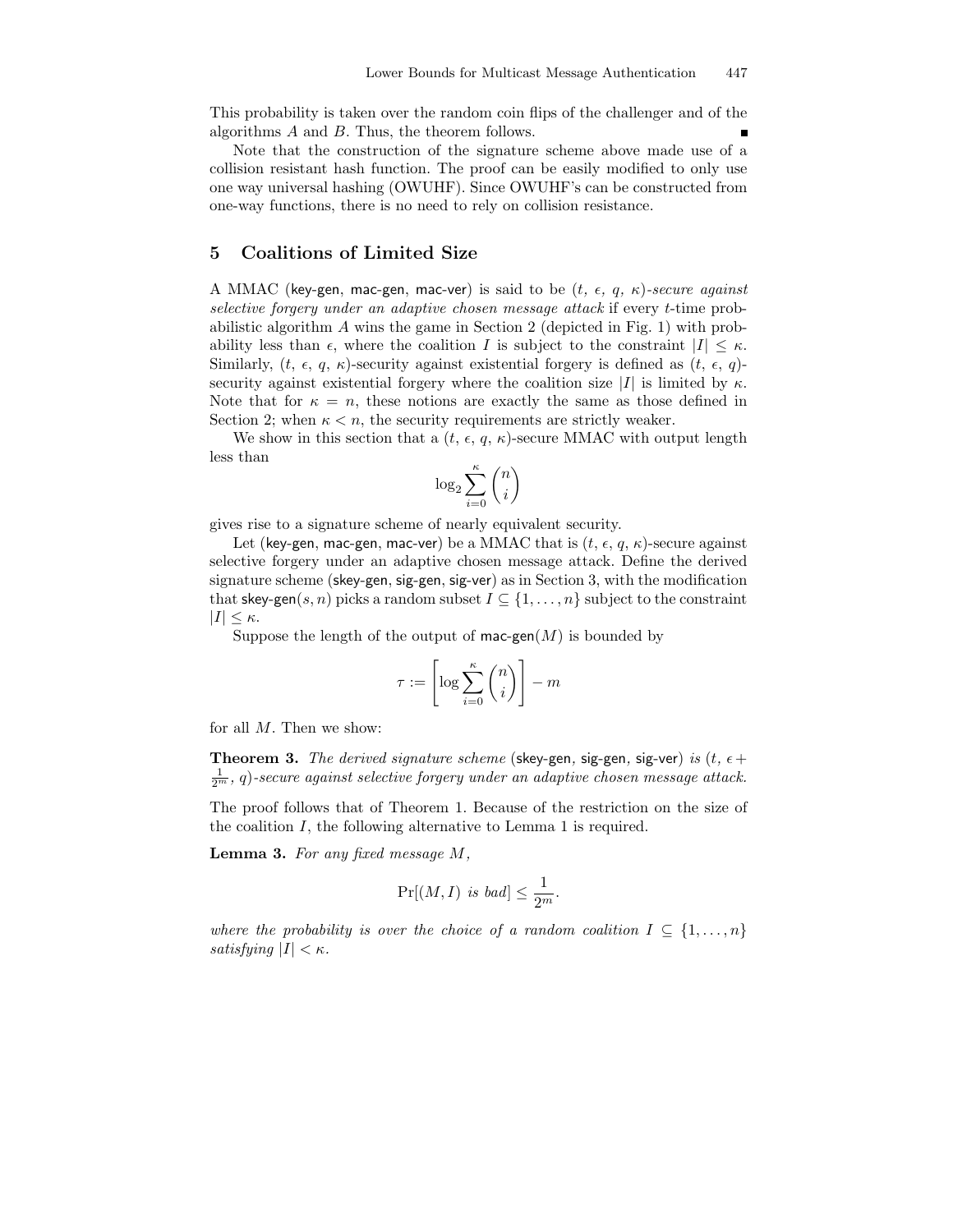This probability is taken over the random coin flips of the challenger and of the algorithms $A$ and $B$. Thus, the theorem follows. ∎

Note that the construction of the signature scheme above made use of a collision resistant hash function. The proof can be easily modified to only use one way universal hashing (OWUHF). Since OWUHF's can be constructed from one-way functions, there is no need to rely on collision resistance.

## 5 Coalitions of Limited Size

A MMAC (key-gen, mac-gen, mac-ver) is said to be $(t, \epsilon, q, \kappa)$*-secure against selective forgery under an adaptive chosen message attack* if every $t$-time probabilistic algorithm $A$ wins the game in Section 2 (depicted in Fig. 1) with probability less than $\epsilon$, where the coalition $I$ is subject to the constraint $|I| \leq \kappa$. Similarly, $(t, \epsilon, q, \kappa)$-security against existential forgery is defined as $(t, \epsilon, q)$-security against existential forgery where the coalition size $|I|$ is limited by $\kappa$. Note that for $\kappa = n$, these notions are exactly the same as those defined in Section 2; when $\kappa < n$, the security requirements are strictly weaker.

We show in this section that a $(t, \epsilon, q, \kappa)$-secure MMAC with output length less than

$$\log_2 \sum_{i=0}^{\kappa} \binom{n}{i}$$

gives rise to a signature scheme of nearly equivalent security.

Let (key-gen, mac-gen, mac-ver) be a MMAC that is $(t, \epsilon, q, \kappa)$-secure against selective forgery under an adaptive chosen message attack. Define the derived signature scheme (skey-gen, sig-gen, sig-ver) as in Section 3, with the modification that skey-gen$(s, n)$ picks a random subset $I \subseteq \{1, \ldots, n\}$ subject to the constraint $|I| \leq \kappa$.

Suppose the length of the output of mac-gen$(M)$ is bounded by

$$\tau := \left\lceil \log \sum_{i=0}^{\kappa} \binom{n}{i} \right\rceil - m$$

for all $M$. Then we show:

**Theorem 3.** *The derived signature scheme (skey-gen, sig-gen, sig-ver) is $(t, \epsilon + \frac{1}{2^m}, q)$-secure against selective forgery under an adaptive chosen message attack.*

The proof follows that of Theorem 1. Because of the restriction on the size of the coalition $I$, the following alternative to Lemma 1 is required.

**Lemma 3.** *For any fixed message $M$,*

$$\Pr[(M, I) \text{ is bad}] \leq \frac{1}{2^m}.$$

*where the probability is over the choice of a random coalition $I \subseteq \{1, \ldots, n\}$ satisfying $|I| < \kappa$.*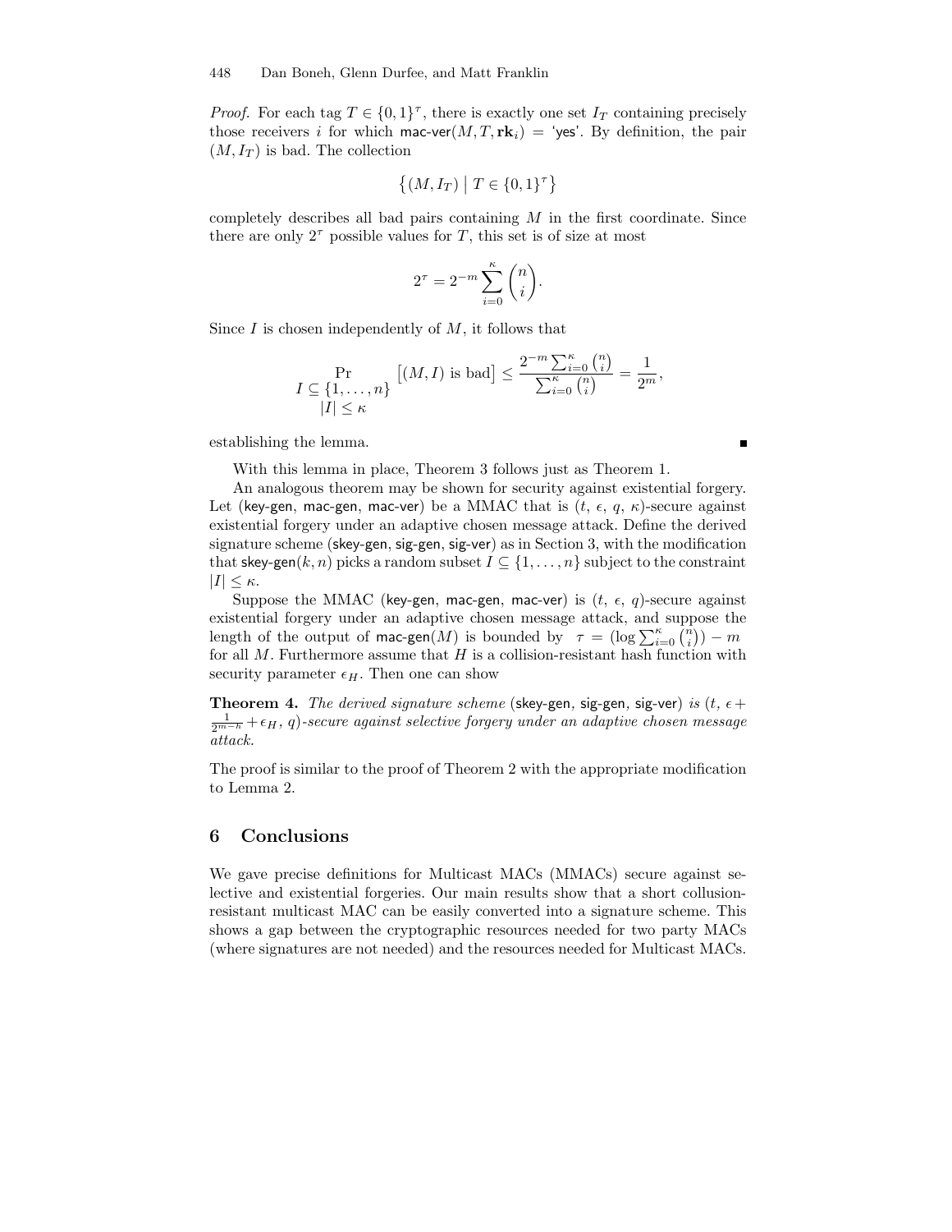*Proof.* For each tag $T \in \{0,1\}^\tau$, there is exactly one set $I_T$ containing precisely those receivers $i$ for which $\mathsf{mac\text{-}ver}(M, T, \mathbf{rk}_i) = \text{'yes'}$. By definition, the pair $(M, I_T)$ is bad. The collection

$$\left\{(M, I_T) \;\middle|\; T \in \{0,1\}^\tau\right\}$$

completely describes all bad pairs containing $M$ in the first coordinate. Since there are only $2^\tau$ possible values for $T$, this set is of size at most

$$2^\tau = 2^{-m} \sum_{i=0}^{\kappa} \binom{n}{i}.$$

Since $I$ is chosen independently of $M$, it follows that

$$\Pr_{\substack{I \subseteq \{1,\ldots,n\} \\ |I| \le \kappa}} \big[(M, I) \text{ is bad}\big] \le \frac{2^{-m}\sum_{i=0}^{\kappa}\binom{n}{i}}{\sum_{i=0}^{\kappa}\binom{n}{i}} = \frac{1}{2^m},$$

establishing the lemma. ∎

With this lemma in place, Theorem 3 follows just as Theorem 1.

An analogous theorem may be shown for security against existential forgery. Let ($\mathsf{key\text{-}gen}$, $\mathsf{mac\text{-}gen}$, $\mathsf{mac\text{-}ver}$) be a MMAC that is ($t$, $\epsilon$, $q$, $\kappa$)-secure against existential forgery under an adaptive chosen message attack. Define the derived signature scheme ($\mathsf{skey\text{-}gen}$, $\mathsf{sig\text{-}gen}$, $\mathsf{sig\text{-}ver}$) as in Section 3, with the modification that $\mathsf{skey\text{-}gen}(k, n)$ picks a random subset $I \subseteq \{1, \ldots, n\}$ subject to the constraint $|I| \le \kappa$.

Suppose the MMAC ($\mathsf{key\text{-}gen}$, $\mathsf{mac\text{-}gen}$, $\mathsf{mac\text{-}ver}$) is ($t$, $\epsilon$, $q$)-secure against existential forgery under an adaptive chosen message attack, and suppose the length of the output of $\mathsf{mac\text{-}gen}(M)$ is bounded by $\tau = (\log \sum_{i=0}^{\kappa}\binom{n}{i}) - m$ for all $M$. Furthermore assume that $H$ is a collision-resistant hash function with security parameter $\epsilon_H$. Then one can show

**Theorem 4.** *The derived signature scheme* ($\mathsf{skey\text{-}gen}$, $\mathsf{sig\text{-}gen}$, $\mathsf{sig\text{-}ver}$) *is* ($t$, $\epsilon + \frac{1}{2^{m-k}} + \epsilon_H$, $q$)*-secure against selective forgery under an adaptive chosen message attack.*

The proof is similar to the proof of Theorem 2 with the appropriate modification to Lemma 2.

## 6 Conclusions

We gave precise definitions for Multicast MACs (MMACs) secure against selective and existential forgeries. Our main results show that a short collision-resistant multicast MAC can be easily converted into a signature scheme. This shows a gap between the cryptographic resources needed for two party MACs (where signatures are not needed) and the resources needed for Multicast MACs.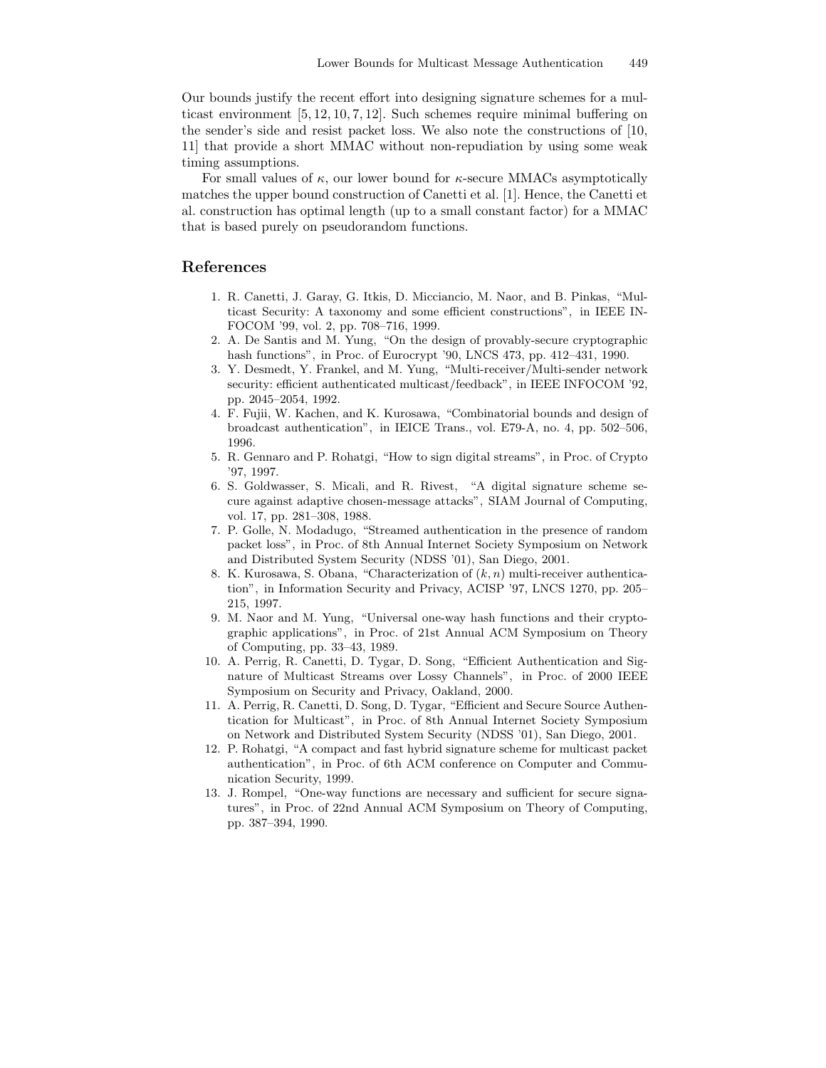Our bounds justify the recent effort into designing signature schemes for a multicast environment [5, 12, 10, 7, 12]. Such schemes require minimal buffering on the sender's side and resist packet loss. We also note the constructions of [10, 11] that provide a short MMAC without non-repudiation by using some weak timing assumptions.

For small values of $\kappa$, our lower bound for $\kappa$-secure MMACs asymptotically matches the upper bound construction of Canetti et al. [1]. Hence, the Canetti et al. construction has optimal length (up to a small constant factor) for a MMAC that is based purely on pseudorandom functions.

## References

1. R. Canetti, J. Garay, G. Itkis, D. Micciancio, M. Naor, and B. Pinkas, "Multicast Security: A taxonomy and some efficient constructions", in IEEE INFOCOM '99, vol. 2, pp. 708–716, 1999.
2. A. De Santis and M. Yung, "On the design of provably-secure cryptographic hash functions", in Proc. of Eurocrypt '90, LNCS 473, pp. 412–431, 1990.
3. Y. Desmedt, Y. Frankel, and M. Yung, "Multi-receiver/Multi-sender network security: efficient authenticated multicast/feedback", in IEEE INFOCOM '92, pp. 2045–2054, 1992.
4. F. Fujii, W. Kachen, and K. Kurosawa, "Combinatorial bounds and design of broadcast authentication", in IEICE Trans., vol. E79-A, no. 4, pp. 502–506, 1996.
5. R. Gennaro and P. Rohatgi, "How to sign digital streams", in Proc. of Crypto '97, 1997.
6. S. Goldwasser, S. Micali, and R. Rivest, "A digital signature scheme secure against adaptive chosen-message attacks", SIAM Journal of Computing, vol. 17, pp. 281–308, 1988.
7. P. Golle, N. Modadugo, "Streamed authentication in the presence of random packet loss", in Proc. of 8th Annual Internet Society Symposium on Network and Distributed System Security (NDSS '01), San Diego, 2001.
8. K. Kurosawa, S. Obana, "Characterization of $(k, n)$ multi-receiver authentication", in Information Security and Privacy, ACISP '97, LNCS 1270, pp. 205–215, 1997.
9. M. Naor and M. Yung, "Universal one-way hash functions and their cryptographic applications", in Proc. of 21st Annual ACM Symposium on Theory of Computing, pp. 33–43, 1989.
10. A. Perrig, R. Canetti, D. Tygar, D. Song, "Efficient Authentication and Signature of Multicast Streams over Lossy Channels", in Proc. of 2000 IEEE Symposium on Security and Privacy, Oakland, 2000.
11. A. Perrig, R. Canetti, D. Song, D. Tygar, "Efficient and Secure Source Authentication for Multicast", in Proc. of 8th Annual Internet Society Symposium on Network and Distributed System Security (NDSS '01), San Diego, 2001.
12. P. Rohatgi, "A compact and fast hybrid signature scheme for multicast packet authentication", in Proc. of 6th ACM conference on Computer and Communication Security, 1999.
13. J. Rompel, "One-way functions are necessary and sufficient for secure signatures", in Proc. of 22nd Annual ACM Symposium on Theory of Computing, pp. 387–394, 1990.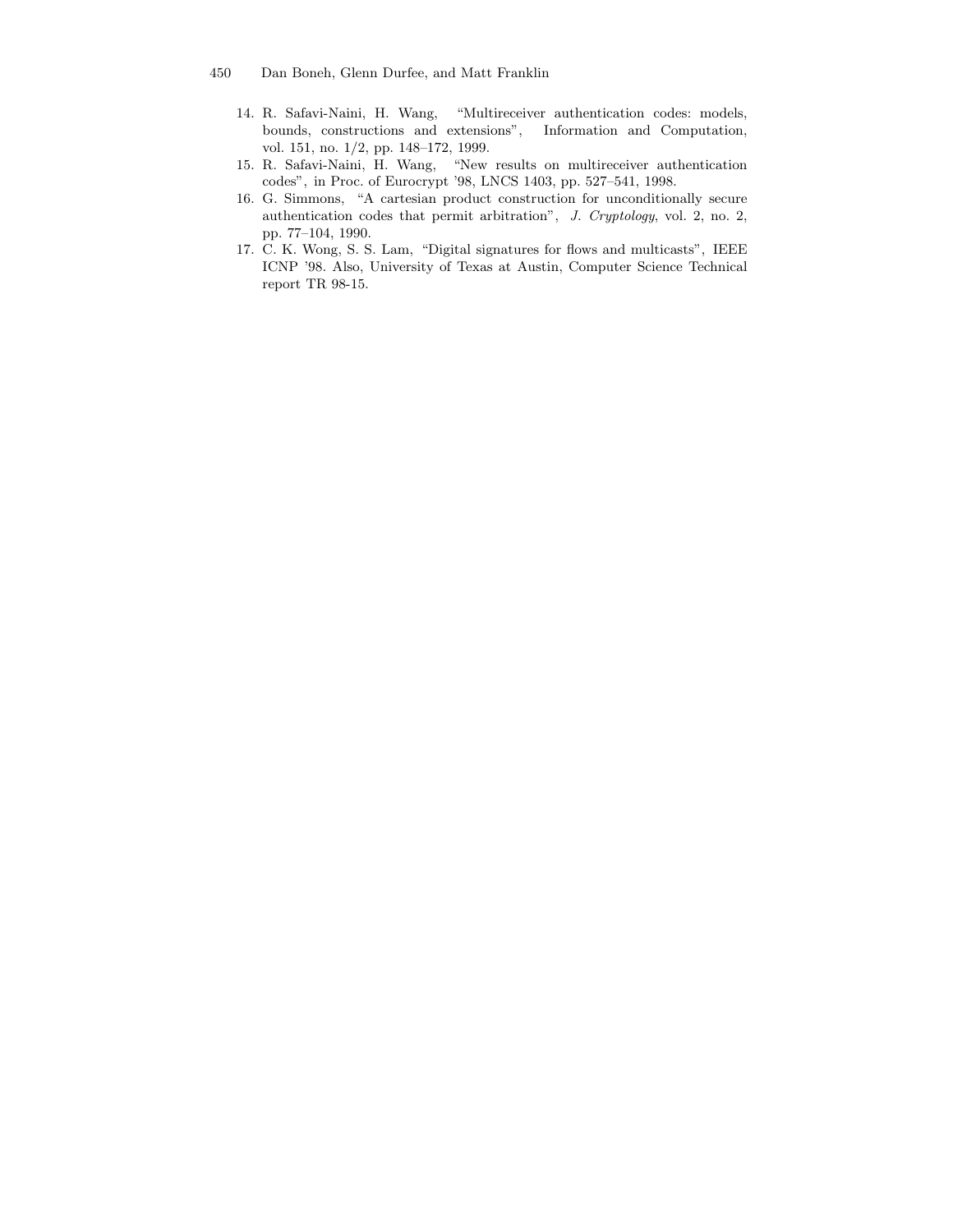14. R. Safavi-Naini, H. Wang, "Multireceiver authentication codes: models, bounds, constructions and extensions", Information and Computation, vol. 151, no. 1/2, pp. 148–172, 1999.
15. R. Safavi-Naini, H. Wang, "New results on multireceiver authentication codes", in Proc. of Eurocrypt '98, LNCS 1403, pp. 527–541, 1998.
16. G. Simmons, "A cartesian product construction for unconditionally secure authentication codes that permit arbitration", *J. Cryptology*, vol. 2, no. 2, pp. 77–104, 1990.
17. C. K. Wong, S. S. Lam, "Digital signatures for flows and multicasts", IEEE ICNP '98. Also, University of Texas at Austin, Computer Science Technical report TR 98-15.